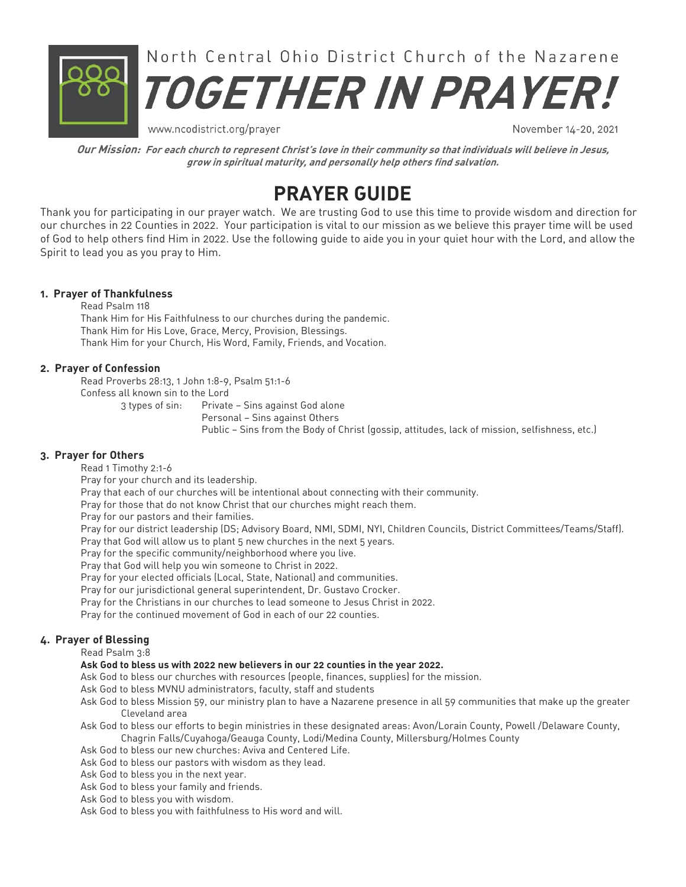North Central Ohio District Church of the Nazarene

# TOGETHER IN PRAYER!

www.ncodistrict.org/prayer

November 14-20, 2021

***Our Mission:** For each church to represent Christ's love in their community so that individuals will believe in Jesus, grow in spiritual maturity, and personally help others find salvation.*

## PRAYER GUIDE

Thank you for participating in our prayer watch. We are trusting God to use this time to provide wisdom and direction for our churches in 22 Counties in 2022. Your participation is vital to our mission as we believe this prayer time will be used of God to help others find Him in 2022. Use the following guide to aide you in your quiet hour with the Lord, and allow the Spirit to lead you as you pray to Him.

### 1. Prayer of Thankfulness

Read Psalm 118
Thank Him for His Faithfulness to our churches during the pandemic.
Thank Him for His Love, Grace, Mercy, Provision, Blessings.
Thank Him for your Church, His Word, Family, Friends, and Vocation.

### 2. Prayer of Confession

Read Proverbs 28:13, 1 John 1:8-9, Psalm 51:1-6
Confess all known sin to the Lord

3 types of sin:
- Private – Sins against God alone
- Personal – Sins against Others
- Public – Sins from the Body of Christ (gossip, attitudes, lack of mission, selfishness, etc.)

### 3. Prayer for Others

Read 1 Timothy 2:1-6
Pray for your church and its leadership.
Pray that each of our churches will be intentional about connecting with their community.
Pray for those that do not know Christ that our churches might reach them.
Pray for our pastors and their families.
Pray for our district leadership (DS; Advisory Board, NMI, SDMI, NYI, Children Councils, District Committees/Teams/Staff).
Pray that God will allow us to plant 5 new churches in the next 5 years.
Pray for the specific community/neighborhood where you live.
Pray that God will help you win someone to Christ in 2022.
Pray for your elected officials (Local, State, National) and communities.
Pray for our jurisdictional general superintendent, Dr. Gustavo Crocker.
Pray for the Christians in our churches to lead someone to Jesus Christ in 2022.
Pray for the continued movement of God in each of our 22 counties.

### 4. Prayer of Blessing

Read Psalm 3:8
**Ask God to bless us with 2022 new believers in our 22 counties in the year 2022.**
Ask God to bless our churches with resources (people, finances, supplies) for the mission.
Ask God to bless MVNU administrators, faculty, staff and students
Ask God to bless Mission 59, our ministry plan to have a Nazarene presence in all 59 communities that make up the greater Cleveland area
Ask God to bless our efforts to begin ministries in these designated areas: Avon/Lorain County, Powell /Delaware County, Chagrin Falls/Cuyahoga/Geauga County, Lodi/Medina County, Millersburg/Holmes County
Ask God to bless our new churches: Aviva and Centered Life.
Ask God to bless our pastors with wisdom as they lead.
Ask God to bless you in the next year.
Ask God to bless your family and friends.
Ask God to bless you with wisdom.
Ask God to bless you with faithfulness to His word and will.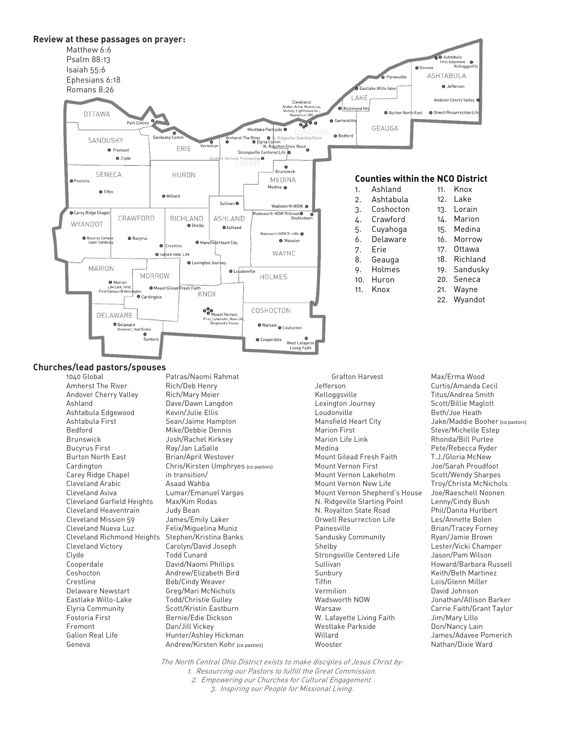**Review at these passages on prayer:**

Matthew 6:6
Psalm 88:13
Isaiah 55:6
Ephesians 6:18
Romans 8:26

OTTAWA
Port Clinton
SANDUSKY
Sandusky Comm
Fremont
Clyde
ERIE
Vermilion
Amherst The River
N. Ridgeville Starting Point
Elyria Comm
N. Royalton State Road
Strongsville Centered Life
Grafton Harvest Fellowship
LORAIN
Westlake Parkside
CUYAHOGA
Cleveland:
Arabic, Aviva, Nueva Luz,
Victory, Lighthouse Inc.,
Nueva Luz URC
Garfield Hts
Richmond Hts
Bedford
Eastlake Willo-lake
LAKE
Painesville
Geneva
Ashtabula
First; Edgewood
Kelloggsville
ASHTABULA
Jefferson
Andover Cherry Valley
Burton North East
Orwell Resurrection Life
GEAUGA
SENECA
Fostoria
Tiffin
HURON
Willard
Brunswick
MEDINA
Medina
Sullivan
Wadsworth NOW
Wadsworth NOW Rittman
Doylestown
Carey Ridge Chapel
WYANDOT
CRAWFORD
RICHLAND
Shelby
ASHLAND
Ashland
Wadsworth NOW Orrville
Wooster
WAYNE
Bucyrus Campus
Upper Sandusky
Bucyrus
Crestline
Mansfield Heart City
Galion Real Life
Lexington Journey
Loudonville
MARION
Marion
Life Link, First,
First Campus @ Kensington
MORROW
Mount Gilead Fresh Faith
Cardington
KNOX
HOLMES
Mount Vernon
First, Lakeholm, New Life,
Shepherd's House
COSHOCTON
Warsaw
Coshocton
Cooperdale
West Lafayette
Living Faith
DELAWARE
Delaware
Newstart, 1040 Global
Sunbury

**Counties within the NCO District**

1. Ashland
2. Ashtabula
3. Coshocton
4. Crawford
5. Cuyahoga
6. Delaware
7. Erie
8. Geauga
9. Holmes
10. Huron
11. Knox
11. Knox
12. Lake
13. Lorain
14. Marion
15. Medina
16. Morrow
17. Ottawa
18. Richland
19. Sandusky
20. Seneca
21. Wayne
22. Wyandot

**Churches/lead pastors/spouses**

| | |
|---|---|
| 1040 Global | Patras/Naomi Rahmat |
| Amherst The River | Rich/Deb Henry |
| Andover Cherry Valley | Rich/Mary Meier |
| Ashland | Dave/Dawn Langdon |
| Ashtabula Edgewood | Kevin/Julie Ellis |
| Ashtabula First | Sean/Jaime Hampton |
| Bedford | Mike/Debbie Dennis |
| Brunswick | Josh/Rachel Kirksey |
| Bucyrus First | Ray/Jan LaSalle |
| Burton North East | Brian/April Westover |
| Cardington | Chris/Kirsten Umphryes (co pastors) |
| Carey Ridge Chapel | in transition/ |
| Cleveland Arabic | Asaad Wahba |
| Cleveland Aviva | Lumar/Emanuel Vargas |
| Cleveland Garfield Heights | Max/Kim Rodas |
| Cleveland Heaventrain | Judy Bean |
| Cleveland Mission 59 | James/Emily Laker |
| Cleveland Nueva Luz | Felix/Miguelina Muniz |
| Cleveland Richmond Heights | Stephen/Kristina Banks |
| Cleveland Victory | Carolyn/David Joseph |
| Clyde | Todd Cunard |
| Cooperdale | David/Naomi Phillips |
| Coshocton | Andrew/Elizabeth Bird |
| Crestline | Bob/Cindy Weaver |
| Delaware Newstart | Greg/Mari McNichols |
| Eastlake Willo-Lake | Todd/Christie Gulley |
| Elyria Community | Scott/Kristin Eastburn |
| Fostoria First | Bernie/Edie Dickson |
| Fremont | Dan/Jill Vickey |
| Galion Real Life | Hunter/Ashley Hickman |
| Geneva | Andrew/Kirsten Kohr (co pastors) |
| Grafton Harvest | Max/Erma Wood |
| Jefferson | Curtis/Amanda Cecil |
| Kelloggsville | Titus/Andrea Smith |
| Lexington Journey | Scott/Billie Maglott |
| Loudonville | Beth/Joe Heath |
| Mansfield Heart City | Jake/Maddie Booher (co pastors) |
| Marion First | Steve/Michelle Estep |
| Marion Life Link | Rhonda/Bill Purtee |
| Medina | Pete/Rebecca Ryder |
| Mount Gilead Fresh Faith | T.J./Gloria McNew |
| Mount Vernon First | Joe/Sarah Proudfoot |
| Mount Vernon Lakeholm | Scott/Wendy Sharpes |
| Mount Vernon New Life | Troy/Christa McNichols |
| Mount Vernon Shepherd's House | Joe/Raeschell Noonen |
| N. Ridgeville Starting Point | Lenny/Cindy Bush |
| N. Royalton State Road | Phil/Danita Hurlbert |
| Orwell Resurrection Life | Les/Annette Bolen |
| Painesville | Brian/Tracey Forney |
| Sandusky Community | Ryan/Jamie Brown |
| Shelby | Lester/Vicki Champer |
| Strongsville Centered Life | Jason/Pam Wilson |
| Sullivan | Howard/Barbara Russell |
| Sunbury | Keith/Beth Martinez |
| Tiffin | Lois/Glenn Miller |
| Vermilion | David Johnson |
| Wadsworth NOW | Jonathan/Allison Barker |
| Warsaw | Carrie Faith/Grant Taylor |
| W. Lafayette Living Faith | Jim/Mary Lillo |
| Westlake Parkside | Don/Nancy Lain |
| Willard | James/Adavee Pomerich |
| Wooster | Nathan/Dixie Ward |

*The North Central Ohio District exists to make disciples of Jesus Christ by:*
*1. Resourcing our Pastors to fulfill the Great Commission.*
*2. Empowering our Churches for Cultural Engagement.*
*3. Inspiring our People for Missional Living.*